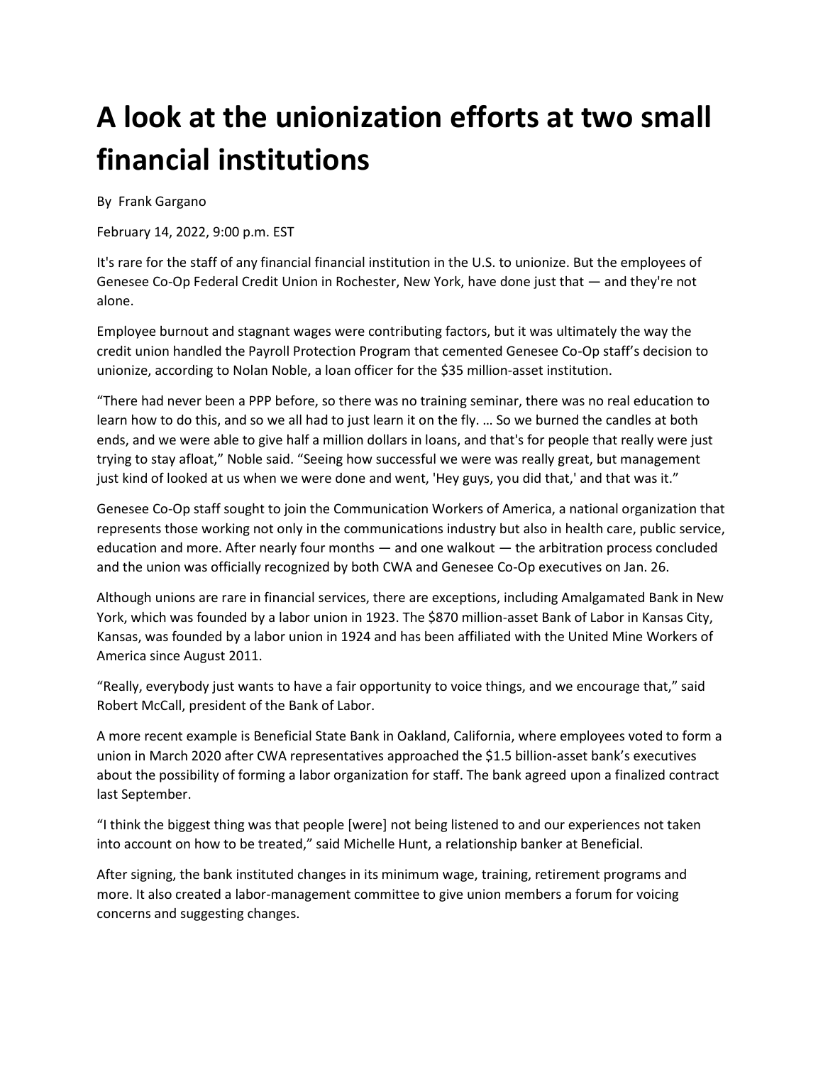# A look at the unionization efforts at two small financial institutions

By Frank Gargano

February 14, 2022, 9:00 p.m. EST

It's rare for the staff of any financial financial institution in the U.S. to unionize. But the employees of Genesee Co-Op Federal Credit Union in Rochester, New York, have done just that — and they're not alone.

Employee burnout and stagnant wages were contributing factors, but it was ultimately the way the credit union handled the Payroll Protection Program that cemented Genesee Co-Op staff's decision to unionize, according to Nolan Noble, a loan officer for the $35 million-asset institution.

"There had never been a PPP before, so there was no training seminar, there was no real education to learn how to do this, and so we all had to just learn it on the fly. … So we burned the candles at both ends, and we were able to give half a million dollars in loans, and that's for people that really were just trying to stay afloat," Noble said. "Seeing how successful we were was really great, but management just kind of looked at us when we were done and went, 'Hey guys, you did that,' and that was it."

Genesee Co-Op staff sought to join the Communication Workers of America, a national organization that represents those working not only in the communications industry but also in health care, public service, education and more. After nearly four months — and one walkout — the arbitration process concluded and the union was officially recognized by both CWA and Genesee Co-Op executives on Jan. 26.

Although unions are rare in financial services, there are exceptions, including Amalgamated Bank in New York, which was founded by a labor union in 1923. The $870 million-asset Bank of Labor in Kansas City, Kansas, was founded by a labor union in 1924 and has been affiliated with the United Mine Workers of America since August 2011.

"Really, everybody just wants to have a fair opportunity to voice things, and we encourage that," said Robert McCall, president of the Bank of Labor.

A more recent example is Beneficial State Bank in Oakland, California, where employees voted to form a union in March 2020 after CWA representatives approached the $1.5 billion-asset bank's executives about the possibility of forming a labor organization for staff. The bank agreed upon a finalized contract last September.

"I think the biggest thing was that people [were] not being listened to and our experiences not taken into account on how to be treated," said Michelle Hunt, a relationship banker at Beneficial.

After signing, the bank instituted changes in its minimum wage, training, retirement programs and more. It also created a labor-management committee to give union members a forum for voicing concerns and suggesting changes.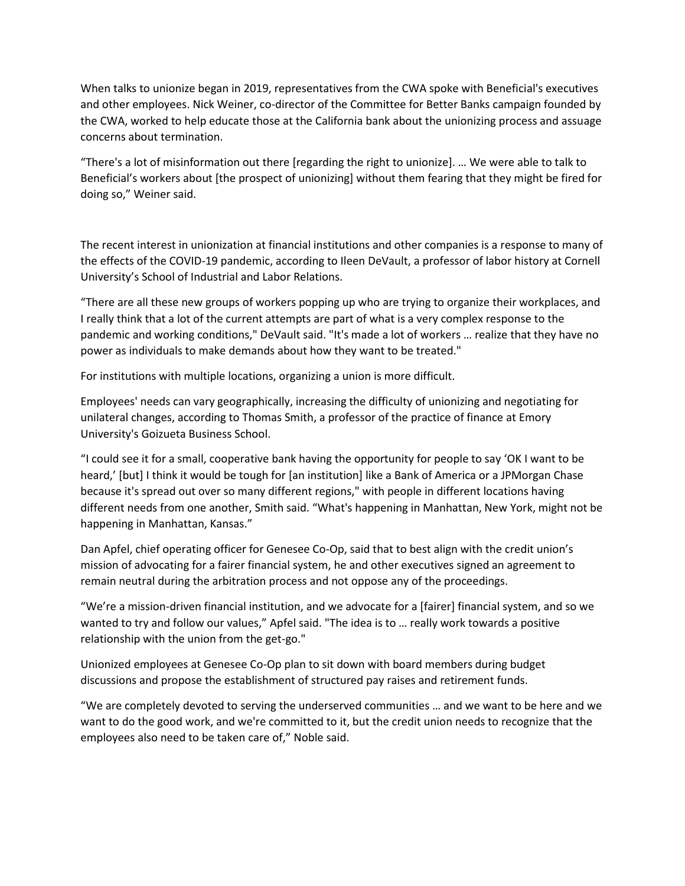When talks to unionize began in 2019, representatives from the CWA spoke with Beneficial's executives and other employees. Nick Weiner, co-director of the Committee for Better Banks campaign founded by the CWA, worked to help educate those at the California bank about the unionizing process and assuage concerns about termination.

"There's a lot of misinformation out there [regarding the right to unionize]. … We were able to talk to Beneficial's workers about [the prospect of unionizing] without them fearing that they might be fired for doing so," Weiner said.

The recent interest in unionization at financial institutions and other companies is a response to many of the effects of the COVID-19 pandemic, according to Ileen DeVault, a professor of labor history at Cornell University's School of Industrial and Labor Relations.

"There are all these new groups of workers popping up who are trying to organize their workplaces, and I really think that a lot of the current attempts are part of what is a very complex response to the pandemic and working conditions," DeVault said. "It's made a lot of workers … realize that they have no power as individuals to make demands about how they want to be treated."

For institutions with multiple locations, organizing a union is more difficult.

Employees' needs can vary geographically, increasing the difficulty of unionizing and negotiating for unilateral changes, according to Thomas Smith, a professor of the practice of finance at Emory University's Goizueta Business School.

"I could see it for a small, cooperative bank having the opportunity for people to say 'OK I want to be heard,' [but] I think it would be tough for [an institution] like a Bank of America or a JPMorgan Chase because it's spread out over so many different regions," with people in different locations having different needs from one another, Smith said. "What's happening in Manhattan, New York, might not be happening in Manhattan, Kansas."

Dan Apfel, chief operating officer for Genesee Co-Op, said that to best align with the credit union's mission of advocating for a fairer financial system, he and other executives signed an agreement to remain neutral during the arbitration process and not oppose any of the proceedings.

"We're a mission-driven financial institution, and we advocate for a [fairer] financial system, and so we wanted to try and follow our values," Apfel said. "The idea is to … really work towards a positive relationship with the union from the get-go."

Unionized employees at Genesee Co-Op plan to sit down with board members during budget discussions and propose the establishment of structured pay raises and retirement funds.

"We are completely devoted to serving the underserved communities … and we want to be here and we want to do the good work, and we're committed to it, but the credit union needs to recognize that the employees also need to be taken care of," Noble said.